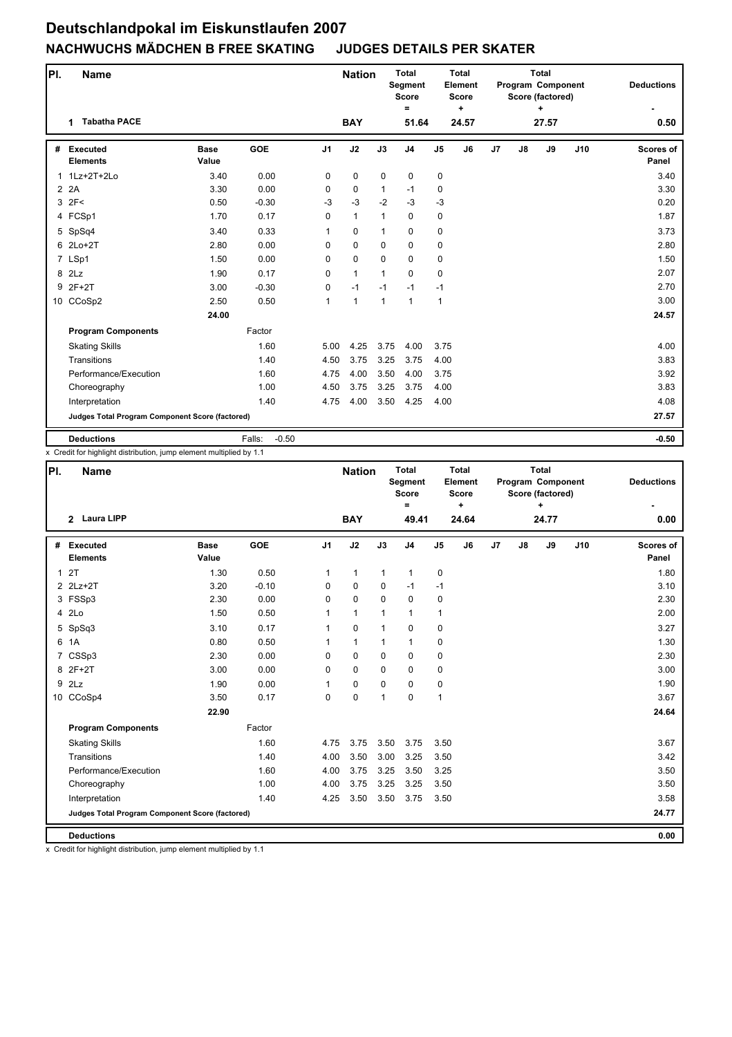# Deutschlandpokal im Eiskunstlaufen 2007

## NACHWUCHS MÄDCHEN B FREE SKATING JUDGES DETAILS PER SKATER

| Pl. | Name | Nation | Total Segment Score = | Total Element Score + | Total Program Component Score (factored) + | Deductions - |
|---|---|---|---|---|---|---|
| 1 | Tabatha PACE | BAY | 51.64 | 24.57 | 27.57 | 0.50 |

| # | Executed Elements | Base Value | GOE | J1 | J2 | J3 | J4 | J5 | J6 | J7 | J8 | J9 | J10 | Scores of Panel |
|---|---|---|---|---|---|---|---|---|---|---|---|---|---|---|
| 1 | 1Lz+2T+2Lo | 3.40 | 0.00 | 0 | 0 | 0 | 0 | 0 | | | | | | 3.40 |
| 2 | 2A | 3.30 | 0.00 | 0 | 0 | 1 | -1 | 0 | | | | | | 3.30 |
| 3 | 2F< | 0.50 | -0.30 | -3 | -3 | -2 | -3 | -3 | | | | | | 0.20 |
| 4 | FCSp1 | 1.70 | 0.17 | 0 | 1 | 1 | 0 | 0 | | | | | | 1.87 |
| 5 | SpSq4 | 3.40 | 0.33 | 1 | 0 | 1 | 0 | 0 | | | | | | 3.73 |
| 6 | 2Lo+2T | 2.80 | 0.00 | 0 | 0 | 0 | 0 | 0 | | | | | | 2.80 |
| 7 | LSp1 | 1.50 | 0.00 | 0 | 0 | 0 | 0 | 0 | | | | | | 1.50 |
| 8 | 2Lz | 1.90 | 0.17 | 0 | 1 | 1 | 0 | 0 | | | | | | 2.07 |
| 9 | 2F+2T | 3.00 | -0.30 | 0 | -1 | -1 | -1 | -1 | | | | | | 2.70 |
| 10 | CCoSp2 | 2.50 | 0.50 | 1 | 1 | 1 | 1 | 1 | | | | | | 3.00 |
| | | 24.00 | | | | | | | | | | | | 24.57 |
| | **Program Components** | | Factor | | | | | | | | | | | |
| | Skating Skills | | 1.60 | 5.00 | 4.25 | 3.75 | 4.00 | 3.75 | | | | | | 4.00 |
| | Transitions | | 1.40 | 4.50 | 3.75 | 3.25 | 3.75 | 4.00 | | | | | | 3.83 |
| | Performance/Execution | | 1.60 | 4.75 | 4.00 | 3.50 | 4.00 | 3.75 | | | | | | 3.92 |
| | Choreography | | 1.00 | 4.50 | 3.75 | 3.25 | 3.75 | 4.00 | | | | | | 3.83 |
| | Interpretation | | 1.40 | 4.75 | 4.00 | 3.50 | 4.25 | 4.00 | | | | | | 4.08 |
| | **Judges Total Program Component Score (factored)** | | | | | | | | | | | | | 27.57 |
| | **Deductions** | | Falls: -0.50 | | | | | | | | | | | -0.50 |

x Credit for highlight distribution, jump element multiplied by 1.1

| Pl. | Name | Nation | Total Segment Score = | Total Element Score + | Total Program Component Score (factored) + | Deductions - |
|---|---|---|---|---|---|---|
| 2 | Laura LIPP | BAY | 49.41 | 24.64 | 24.77 | 0.00 |

| # | Executed Elements | Base Value | GOE | J1 | J2 | J3 | J4 | J5 | J6 | J7 | J8 | J9 | J10 | Scores of Panel |
|---|---|---|---|---|---|---|---|---|---|---|---|---|---|---|
| 1 | 2T | 1.30 | 0.50 | 1 | 1 | 1 | 1 | 0 | | | | | | 1.80 |
| 2 | 2Lz+2T | 3.20 | -0.10 | 0 | 0 | 0 | -1 | -1 | | | | | | 3.10 |
| 3 | FSSp3 | 2.30 | 0.00 | 0 | 0 | 0 | 0 | 0 | | | | | | 2.30 |
| 4 | 2Lo | 1.50 | 0.50 | 1 | 1 | 1 | 1 | 1 | | | | | | 2.00 |
| 5 | SpSq3 | 3.10 | 0.17 | 1 | 0 | 1 | 0 | 0 | | | | | | 3.27 |
| 6 | 1A | 0.80 | 0.50 | 1 | 1 | 1 | 1 | 0 | | | | | | 1.30 |
| 7 | CSSp3 | 2.30 | 0.00 | 0 | 0 | 0 | 0 | 0 | | | | | | 2.30 |
| 8 | 2F+2T | 3.00 | 0.00 | 0 | 0 | 0 | 0 | 0 | | | | | | 3.00 |
| 9 | 2Lz | 1.90 | 0.00 | 1 | 0 | 0 | 0 | 0 | | | | | | 1.90 |
| 10 | CCoSp4 | 3.50 | 0.17 | 0 | 0 | 1 | 0 | 1 | | | | | | 3.67 |
| | | 22.90 | | | | | | | | | | | | 24.64 |
| | **Program Components** | | Factor | | | | | | | | | | | |
| | Skating Skills | | 1.60 | 4.75 | 3.75 | 3.50 | 3.75 | 3.50 | | | | | | 3.67 |
| | Transitions | | 1.40 | 4.00 | 3.50 | 3.00 | 3.25 | 3.50 | | | | | | 3.42 |
| | Performance/Execution | | 1.60 | 4.00 | 3.75 | 3.25 | 3.50 | 3.25 | | | | | | 3.50 |
| | Choreography | | 1.00 | 4.00 | 3.75 | 3.25 | 3.25 | 3.50 | | | | | | 3.50 |
| | Interpretation | | 1.40 | 4.25 | 3.50 | 3.50 | 3.75 | 3.50 | | | | | | 3.58 |
| | **Judges Total Program Component Score (factored)** | | | | | | | | | | | | | 24.77 |
| | **Deductions** | | | | | | | | | | | | | 0.00 |

x Credit for highlight distribution, jump element multiplied by 1.1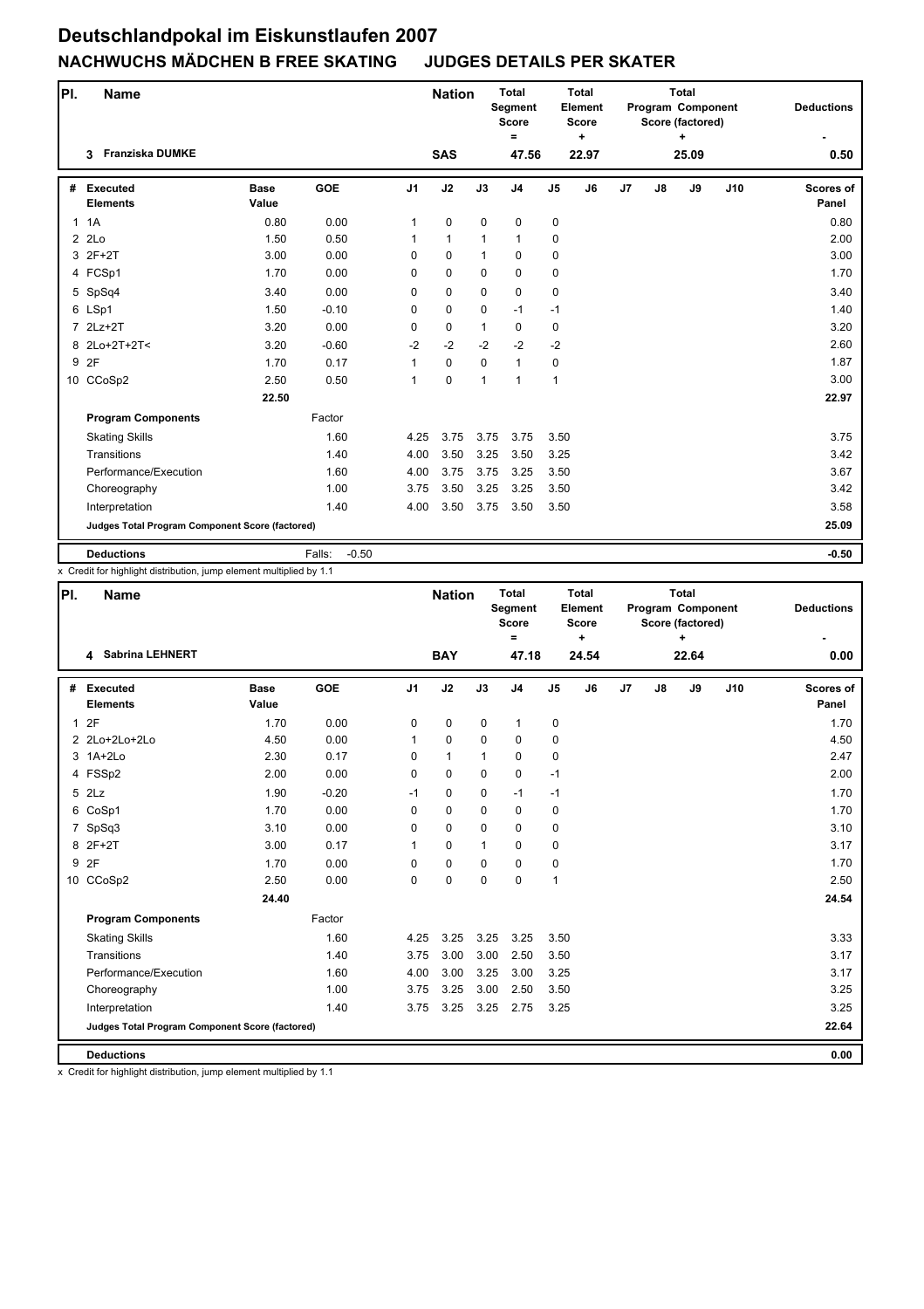# Deutschlandpokal im Eiskunstlaufen 2007

## NACHWUCHS MÄDCHEN B FREE SKATING JUDGES DETAILS PER SKATER

| Pl. | Name | Nation | Total Segment Score = | Total Element Score + | Total Program Component Score (factored) + | Deductions - |
|---|---|---|---|---|---|---|
| 3 | Franziska DUMKE | SAS | 47.56 | 22.97 | 25.09 | 0.50 |

| # | Executed Elements | Base Value | GOE | J1 | J2 | J3 | J4 | J5 | J6 | J7 | J8 | J9 | J10 | Scores of Panel |
|---|---|---|---|---|---|---|---|---|---|---|---|---|---|---|
| 1 | 1A | 0.80 | 0.00 | 1 | 0 | 0 | 0 | 0 | | | | | | 0.80 |
| 2 | 2Lo | 1.50 | 0.50 | 1 | 1 | 1 | 1 | 0 | | | | | | 2.00 |
| 3 | 2F+2T | 3.00 | 0.00 | 0 | 0 | 1 | 0 | 0 | | | | | | 3.00 |
| 4 | FCSp1 | 1.70 | 0.00 | 0 | 0 | 0 | 0 | 0 | | | | | | 1.70 |
| 5 | SpSq4 | 3.40 | 0.00 | 0 | 0 | 0 | 0 | 0 | | | | | | 3.40 |
| 6 | LSp1 | 1.50 | -0.10 | 0 | 0 | 0 | -1 | -1 | | | | | | 1.40 |
| 7 | 2Lz+2T | 3.20 | 0.00 | 0 | 0 | 1 | 0 | 0 | | | | | | 3.20 |
| 8 | 2Lo+2T+2T< | 3.20 | -0.60 | -2 | -2 | -2 | -2 | -2 | | | | | | 2.60 |
| 9 | 2F | 1.70 | 0.17 | 1 | 0 | 0 | 1 | 0 | | | | | | 1.87 |
| 10 | CCoSp2 | 2.50 | 0.50 | 1 | 0 | 1 | 1 | 1 | | | | | | 3.00 |
| | | 22.50 | | | | | | | | | | | | 22.97 |
| | **Program Components** | | Factor | | | | | | | | | | | |
| | Skating Skills | | 1.60 | 4.25 | 3.75 | 3.75 | 3.75 | 3.50 | | | | | | 3.75 |
| | Transitions | | 1.40 | 4.00 | 3.50 | 3.25 | 3.50 | 3.25 | | | | | | 3.42 |
| | Performance/Execution | | 1.60 | 4.00 | 3.75 | 3.75 | 3.25 | 3.50 | | | | | | 3.67 |
| | Choreography | | 1.00 | 3.75 | 3.50 | 3.25 | 3.25 | 3.50 | | | | | | 3.42 |
| | Interpretation | | 1.40 | 4.00 | 3.50 | 3.75 | 3.50 | 3.50 | | | | | | 3.58 |
| | **Judges Total Program Component Score (factored)** | | | | | | | | | | | | | 25.09 |
| | **Deductions** | | Falls: -0.50 | | | | | | | | | | | -0.50 |

x Credit for highlight distribution, jump element multiplied by 1.1

| Pl. | Name | Nation | Total Segment Score = | Total Element Score + | Total Program Component Score (factored) + | Deductions - |
|---|---|---|---|---|---|---|
| 4 | Sabrina LEHNERT | BAY | 47.18 | 24.54 | 22.64 | 0.00 |

| # | Executed Elements | Base Value | GOE | J1 | J2 | J3 | J4 | J5 | J6 | J7 | J8 | J9 | J10 | Scores of Panel |
|---|---|---|---|---|---|---|---|---|---|---|---|---|---|---|
| 1 | 2F | 1.70 | 0.00 | 0 | 0 | 0 | 1 | 0 | | | | | | 1.70 |
| 2 | 2Lo+2Lo+2Lo | 4.50 | 0.00 | 1 | 0 | 0 | 0 | 0 | | | | | | 4.50 |
| 3 | 1A+2Lo | 2.30 | 0.17 | 0 | 1 | 1 | 0 | 0 | | | | | | 2.47 |
| 4 | FSSp2 | 2.00 | 0.00 | 0 | 0 | 0 | 0 | -1 | | | | | | 2.00 |
| 5 | 2Lz | 1.90 | -0.20 | -1 | 0 | 0 | -1 | -1 | | | | | | 1.70 |
| 6 | CoSp1 | 1.70 | 0.00 | 0 | 0 | 0 | 0 | 0 | | | | | | 1.70 |
| 7 | SpSq3 | 3.10 | 0.00 | 0 | 0 | 0 | 0 | 0 | | | | | | 3.10 |
| 8 | 2F+2T | 3.00 | 0.17 | 1 | 0 | 1 | 0 | 0 | | | | | | 3.17 |
| 9 | 2F | 1.70 | 0.00 | 0 | 0 | 0 | 0 | 0 | | | | | | 1.70 |
| 10 | CCoSp2 | 2.50 | 0.00 | 0 | 0 | 0 | 0 | 1 | | | | | | 2.50 |
| | | 24.40 | | | | | | | | | | | | 24.54 |
| | **Program Components** | | Factor | | | | | | | | | | | |
| | Skating Skills | | 1.60 | 4.25 | 3.25 | 3.25 | 3.25 | 3.50 | | | | | | 3.33 |
| | Transitions | | 1.40 | 3.75 | 3.00 | 3.00 | 2.50 | 3.50 | | | | | | 3.17 |
| | Performance/Execution | | 1.60 | 4.00 | 3.00 | 3.25 | 3.00 | 3.25 | | | | | | 3.17 |
| | Choreography | | 1.00 | 3.75 | 3.25 | 3.00 | 2.50 | 3.50 | | | | | | 3.25 |
| | Interpretation | | 1.40 | 3.75 | 3.25 | 3.25 | 2.75 | 3.25 | | | | | | 3.25 |
| | **Judges Total Program Component Score (factored)** | | | | | | | | | | | | | 22.64 |
| | **Deductions** | | | | | | | | | | | | | 0.00 |

x Credit for highlight distribution, jump element multiplied by 1.1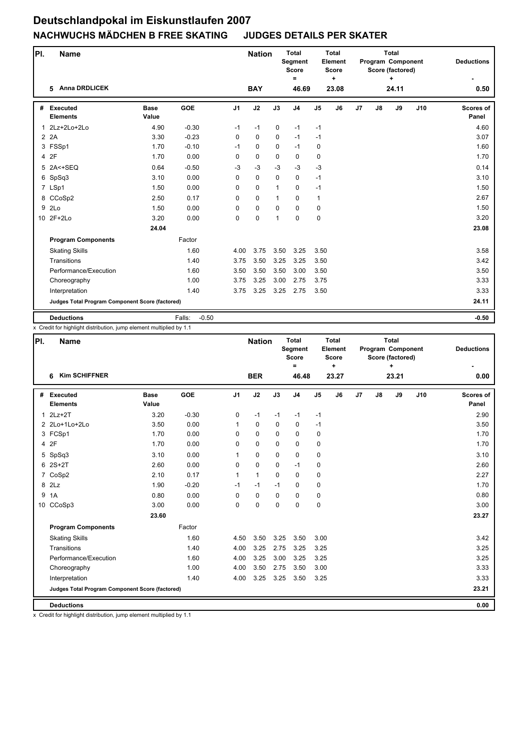# Deutschlandpokal im Eiskunstlaufen 2007

## NACHWUCHS MÄDCHEN B FREE SKATING JUDGES DETAILS PER SKATER

| Pl. | Name | Nation | Total Segment Score = | Total Element Score + | Total Program Component Score (factored) + | Deductions - |
|---|---|---|---|---|---|---|
| 5 | Anna DRDLICEK | BAY | 46.69 | 23.08 | 24.11 | 0.50 |

| # | Executed Elements | Base Value | GOE | J1 | J2 | J3 | J4 | J5 | J6 | J7 | J8 | J9 | J10 | Scores of Panel |
|---|---|---|---|---|---|---|---|---|---|---|---|---|---|---|
| 1 | 2Lz+2Lo+2Lo | 4.90 | -0.30 | -1 | -1 | 0 | -1 | -1 | | | | | | 4.60 |
| 2 | 2A | 3.30 | -0.23 | 0 | 0 | 0 | -1 | -1 | | | | | | 3.07 |
| 3 | FSSp1 | 1.70 | -0.10 | -1 | 0 | 0 | -1 | 0 | | | | | | 1.60 |
| 4 | 2F | 1.70 | 0.00 | 0 | 0 | 0 | 0 | 0 | | | | | | 1.70 |
| 5 | 2A<+SEQ | 0.64 | -0.50 | -3 | -3 | -3 | -3 | -3 | | | | | | 0.14 |
| 6 | SpSq3 | 3.10 | 0.00 | 0 | 0 | 0 | 0 | -1 | | | | | | 3.10 |
| 7 | LSp1 | 1.50 | 0.00 | 0 | 0 | 1 | 0 | -1 | | | | | | 1.50 |
| 8 | CCoSp2 | 2.50 | 0.17 | 0 | 0 | 1 | 0 | 1 | | | | | | 2.67 |
| 9 | 2Lo | 1.50 | 0.00 | 0 | 0 | 0 | 0 | 0 | | | | | | 1.50 |
| 10 | 2F+2Lo | 3.20 | 0.00 | 0 | 0 | 1 | 0 | 0 | | | | | | 3.20 |
| | | 24.04 | | | | | | | | | | | | 23.08 |
| | **Program Components** | | Factor | | | | | | | | | | | |
| | Skating Skills | | 1.60 | 4.00 | 3.75 | 3.50 | 3.25 | 3.50 | | | | | | 3.58 |
| | Transitions | | 1.40 | 3.75 | 3.50 | 3.25 | 3.25 | 3.50 | | | | | | 3.42 |
| | Performance/Execution | | 1.60 | 3.50 | 3.50 | 3.50 | 3.00 | 3.50 | | | | | | 3.50 |
| | Choreography | | 1.00 | 3.75 | 3.25 | 3.00 | 2.75 | 3.75 | | | | | | 3.33 |
| | Interpretation | | 1.40 | 3.75 | 3.25 | 3.25 | 2.75 | 3.50 | | | | | | 3.33 |
| | **Judges Total Program Component Score (factored)** | | | | | | | | | | | | | 24.11 |
| | **Deductions** | | Falls: -0.50 | | | | | | | | | | | -0.50 |

x Credit for highlight distribution, jump element multiplied by 1.1

| Pl. | Name | Nation | Total Segment Score = | Total Element Score + | Total Program Component Score (factored) + | Deductions - |
|---|---|---|---|---|---|---|
| 6 | Kim SCHIFFNER | BER | 46.48 | 23.27 | 23.21 | 0.00 |

| # | Executed Elements | Base Value | GOE | J1 | J2 | J3 | J4 | J5 | J6 | J7 | J8 | J9 | J10 | Scores of Panel |
|---|---|---|---|---|---|---|---|---|---|---|---|---|---|---|
| 1 | 2Lz+2T | 3.20 | -0.30 | 0 | -1 | -1 | -1 | -1 | | | | | | 2.90 |
| 2 | 2Lo+1Lo+2Lo | 3.50 | 0.00 | 1 | 0 | 0 | 0 | -1 | | | | | | 3.50 |
| 3 | FCSp1 | 1.70 | 0.00 | 0 | 0 | 0 | 0 | 0 | | | | | | 1.70 |
| 4 | 2F | 1.70 | 0.00 | 0 | 0 | 0 | 0 | 0 | | | | | | 1.70 |
| 5 | SpSq3 | 3.10 | 0.00 | 1 | 0 | 0 | 0 | 0 | | | | | | 3.10 |
| 6 | 2S+2T | 2.60 | 0.00 | 0 | 0 | 0 | -1 | 0 | | | | | | 2.60 |
| 7 | CoSp2 | 2.10 | 0.17 | 1 | 1 | 0 | 0 | 0 | | | | | | 2.27 |
| 8 | 2Lz | 1.90 | -0.20 | -1 | -1 | -1 | 0 | 0 | | | | | | 1.70 |
| 9 | 1A | 0.80 | 0.00 | 0 | 0 | 0 | 0 | 0 | | | | | | 0.80 |
| 10 | CCoSp3 | 3.00 | 0.00 | 0 | 0 | 0 | 0 | 0 | | | | | | 3.00 |
| | | 23.60 | | | | | | | | | | | | 23.27 |
| | **Program Components** | | Factor | | | | | | | | | | | |
| | Skating Skills | | 1.60 | 4.50 | 3.50 | 3.25 | 3.50 | 3.00 | | | | | | 3.42 |
| | Transitions | | 1.40 | 4.00 | 3.25 | 2.75 | 3.25 | 3.25 | | | | | | 3.25 |
| | Performance/Execution | | 1.60 | 4.00 | 3.25 | 3.00 | 3.25 | 3.25 | | | | | | 3.25 |
| | Choreography | | 1.00 | 4.00 | 3.50 | 2.75 | 3.50 | 3.00 | | | | | | 3.33 |
| | Interpretation | | 1.40 | 4.00 | 3.25 | 3.25 | 3.50 | 3.25 | | | | | | 3.33 |
| | **Judges Total Program Component Score (factored)** | | | | | | | | | | | | | 23.21 |
| | **Deductions** | | | | | | | | | | | | | 0.00 |

x Credit for highlight distribution, jump element multiplied by 1.1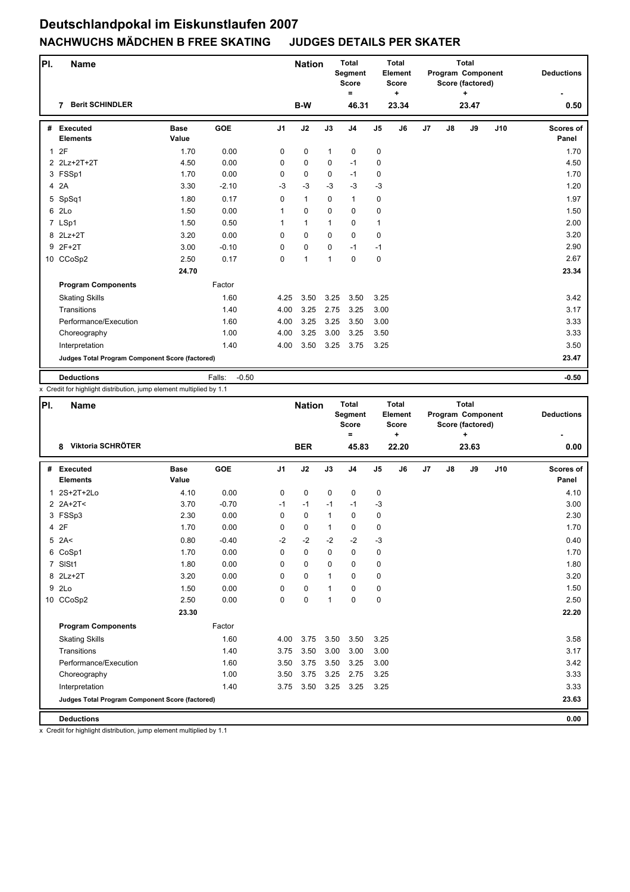# Deutschlandpokal im Eiskunstlaufen 2007

## NACHWUCHS MÄDCHEN B FREE SKATING JUDGES DETAILS PER SKATER

| Pl. | Name | Nation | Total Segment Score = | Total Element Score + | Total Program Component Score (factored) + | Deductions - |
|---|---|---|---|---|---|---|
| 7 | Berit SCHINDLER | B-W | 46.31 | 23.34 | 23.47 | 0.50 |

| # | Executed Elements | Base Value | GOE | J1 | J2 | J3 | J4 | J5 | J6 | J7 | J8 | J9 | J10 | Scores of Panel |
|---|---|---|---|---|---|---|---|---|---|---|---|---|---|---|
| 1 | 2F | 1.70 | 0.00 | 0 | 0 | 1 | 0 | 0 | | | | | | 1.70 |
| 2 | 2Lz+2T+2T | 4.50 | 0.00 | 0 | 0 | 0 | -1 | 0 | | | | | | 4.50 |
| 3 | FSSp1 | 1.70 | 0.00 | 0 | 0 | 0 | -1 | 0 | | | | | | 1.70 |
| 4 | 2A | 3.30 | -2.10 | -3 | -3 | -3 | -3 | -3 | | | | | | 1.20 |
| 5 | SpSq1 | 1.80 | 0.17 | 0 | 1 | 0 | 1 | 0 | | | | | | 1.97 |
| 6 | 2Lo | 1.50 | 0.00 | 1 | 0 | 0 | 0 | 0 | | | | | | 1.50 |
| 7 | LSp1 | 1.50 | 0.50 | 1 | 1 | 1 | 0 | 1 | | | | | | 2.00 |
| 8 | 2Lz+2T | 3.20 | 0.00 | 0 | 0 | 0 | 0 | 0 | | | | | | 3.20 |
| 9 | 2F+2T | 3.00 | -0.10 | 0 | 0 | 0 | -1 | -1 | | | | | | 2.90 |
| 10 | CCoSp2 | 2.50 | 0.17 | 0 | 1 | 1 | 0 | 0 | | | | | | 2.67 |
| | | 24.70 | | | | | | | | | | | | 23.34 |
| | **Program Components** | | Factor | | | | | | | | | | | |
| | Skating Skills | | 1.60 | 4.25 | 3.50 | 3.25 | 3.50 | 3.25 | | | | | | 3.42 |
| | Transitions | | 1.40 | 4.00 | 3.25 | 2.75 | 3.25 | 3.00 | | | | | | 3.17 |
| | Performance/Execution | | 1.60 | 4.00 | 3.25 | 3.25 | 3.50 | 3.00 | | | | | | 3.33 |
| | Choreography | | 1.00 | 4.00 | 3.25 | 3.00 | 3.25 | 3.50 | | | | | | 3.33 |
| | Interpretation | | 1.40 | 4.00 | 3.50 | 3.25 | 3.75 | 3.25 | | | | | | 3.50 |
| | **Judges Total Program Component Score (factored)** | | | | | | | | | | | | | 23.47 |
| | **Deductions** | | Falls: -0.50 | | | | | | | | | | | -0.50 |

x Credit for highlight distribution, jump element multiplied by 1.1

| Pl. | Name | Nation | Total Segment Score = | Total Element Score + | Total Program Component Score (factored) + | Deductions - |
|---|---|---|---|---|---|---|
| 8 | Viktoria SCHRÖTER | BER | 45.83 | 22.20 | 23.63 | 0.00 |

| # | Executed Elements | Base Value | GOE | J1 | J2 | J3 | J4 | J5 | J6 | J7 | J8 | J9 | J10 | Scores of Panel |
|---|---|---|---|---|---|---|---|---|---|---|---|---|---|---|
| 1 | 2S+2T+2Lo | 4.10 | 0.00 | 0 | 0 | 0 | 0 | 0 | | | | | | 4.10 |
| 2 | 2A+2T< | 3.70 | -0.70 | -1 | -1 | -1 | -1 | -3 | | | | | | 3.00 |
| 3 | FSSp3 | 2.30 | 0.00 | 0 | 0 | 1 | 0 | 0 | | | | | | 2.30 |
| 4 | 2F | 1.70 | 0.00 | 0 | 0 | 1 | 0 | 0 | | | | | | 1.70 |
| 5 | 2A< | 0.80 | -0.40 | -2 | -2 | -2 | -2 | -3 | | | | | | 0.40 |
| 6 | CoSp1 | 1.70 | 0.00 | 0 | 0 | 0 | 0 | 0 | | | | | | 1.70 |
| 7 | SlSt1 | 1.80 | 0.00 | 0 | 0 | 0 | 0 | 0 | | | | | | 1.80 |
| 8 | 2Lz+2T | 3.20 | 0.00 | 0 | 0 | 1 | 0 | 0 | | | | | | 3.20 |
| 9 | 2Lo | 1.50 | 0.00 | 0 | 0 | 1 | 0 | 0 | | | | | | 1.50 |
| 10 | CCoSp2 | 2.50 | 0.00 | 0 | 0 | 1 | 0 | 0 | | | | | | 2.50 |
| | | 23.30 | | | | | | | | | | | | 22.20 |
| | **Program Components** | | Factor | | | | | | | | | | | |
| | Skating Skills | | 1.60 | 4.00 | 3.75 | 3.50 | 3.50 | 3.25 | | | | | | 3.58 |
| | Transitions | | 1.40 | 3.75 | 3.50 | 3.00 | 3.00 | 3.00 | | | | | | 3.17 |
| | Performance/Execution | | 1.60 | 3.50 | 3.75 | 3.50 | 3.25 | 3.00 | | | | | | 3.42 |
| | Choreography | | 1.00 | 3.50 | 3.75 | 3.25 | 2.75 | 3.25 | | | | | | 3.33 |
| | Interpretation | | 1.40 | 3.75 | 3.50 | 3.25 | 3.25 | 3.25 | | | | | | 3.33 |
| | **Judges Total Program Component Score (factored)** | | | | | | | | | | | | | 23.63 |
| | **Deductions** | | | | | | | | | | | | | 0.00 |

x Credit for highlight distribution, jump element multiplied by 1.1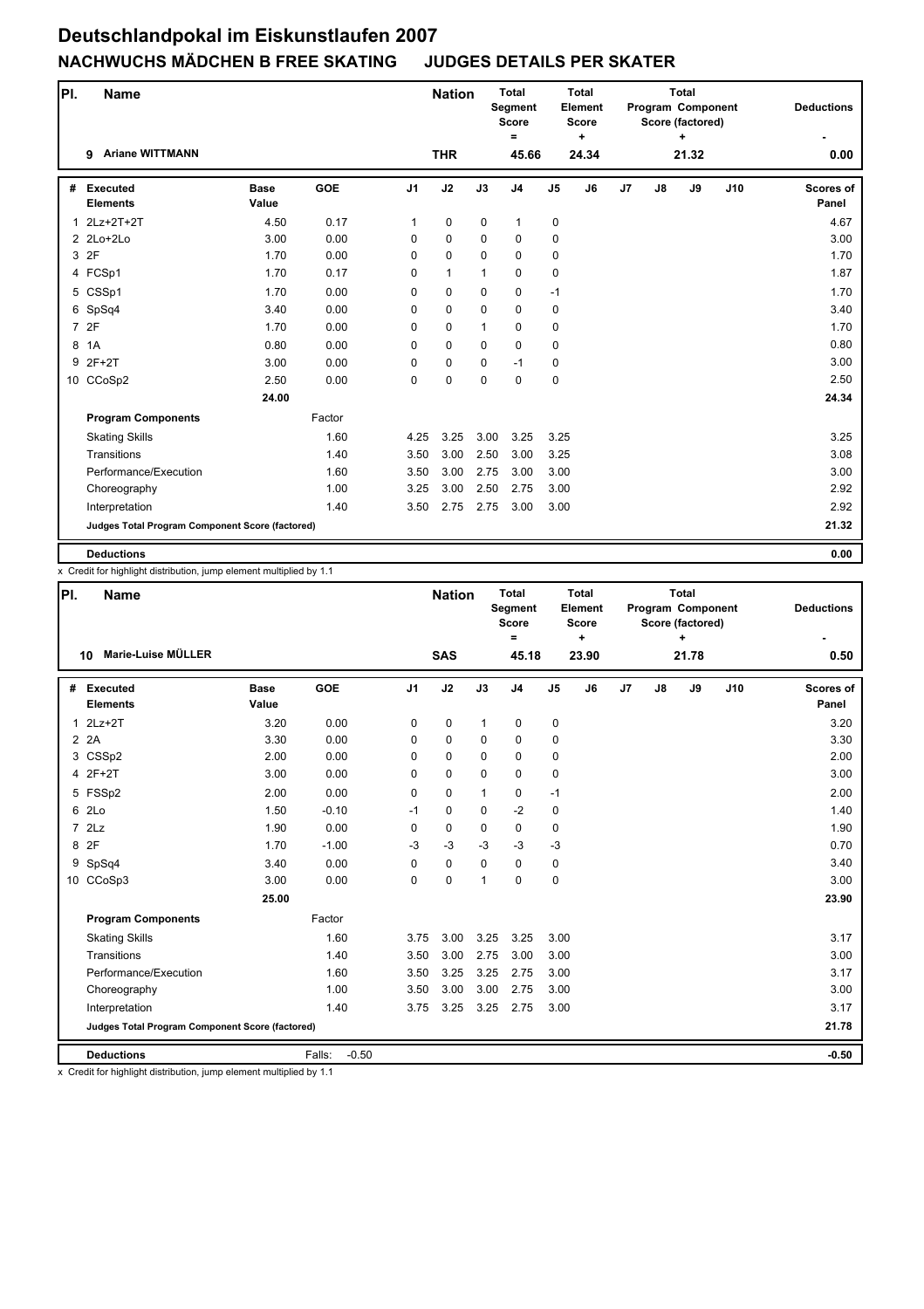# Deutschlandpokal im Eiskunstlaufen 2007

## NACHWUCHS MÄDCHEN B FREE SKATING JUDGES DETAILS PER SKATER

| Pl. | Name | Nation | Total Segment Score = | Total Element Score + | Total Program Component Score (factored) + | Deductions - |
|---|---|---|---|---|---|---|
| 9 | Ariane WITTMANN | THR | 45.66 | 24.34 | 21.32 | 0.00 |

| # | Executed Elements | Base Value | GOE | J1 | J2 | J3 | J4 | J5 | J6 | J7 | J8 | J9 | J10 | Scores of Panel |
|---|---|---|---|---|---|---|---|---|---|---|---|---|---|---|
| 1 | 2Lz+2T+2T | 4.50 | 0.17 | 1 | 0 | 0 | 1 | 0 | | | | | | 4.67 |
| 2 | 2Lo+2Lo | 3.00 | 0.00 | 0 | 0 | 0 | 0 | 0 | | | | | | 3.00 |
| 3 | 2F | 1.70 | 0.00 | 0 | 0 | 0 | 0 | 0 | | | | | | 1.70 |
| 4 | FCSp1 | 1.70 | 0.17 | 0 | 1 | 1 | 0 | 0 | | | | | | 1.87 |
| 5 | CSSp1 | 1.70 | 0.00 | 0 | 0 | 0 | 0 | -1 | | | | | | 1.70 |
| 6 | SpSq4 | 3.40 | 0.00 | 0 | 0 | 0 | 0 | 0 | | | | | | 3.40 |
| 7 | 2F | 1.70 | 0.00 | 0 | 0 | 1 | 0 | 0 | | | | | | 1.70 |
| 8 | 1A | 0.80 | 0.00 | 0 | 0 | 0 | 0 | 0 | | | | | | 0.80 |
| 9 | 2F+2T | 3.00 | 0.00 | 0 | 0 | 0 | -1 | 0 | | | | | | 3.00 |
| 10 | CCoSp2 | 2.50 | 0.00 | 0 | 0 | 0 | 0 | 0 | | | | | | 2.50 |
| | | 24.00 | | | | | | | | | | | | 24.34 |
| | **Program Components** | | Factor | | | | | | | | | | | |
| | Skating Skills | | 1.60 | 4.25 | 3.25 | 3.00 | 3.25 | 3.25 | | | | | | 3.25 |
| | Transitions | | 1.40 | 3.50 | 3.00 | 2.50 | 3.00 | 3.25 | | | | | | 3.08 |
| | Performance/Execution | | 1.60 | 3.50 | 3.00 | 2.75 | 3.00 | 3.00 | | | | | | 3.00 |
| | Choreography | | 1.00 | 3.25 | 3.00 | 2.50 | 2.75 | 3.00 | | | | | | 2.92 |
| | Interpretation | | 1.40 | 3.50 | 2.75 | 2.75 | 3.00 | 3.00 | | | | | | 2.92 |
| | **Judges Total Program Component Score (factored)** | | | | | | | | | | | | | 21.32 |
| | **Deductions** | | | | | | | | | | | | | 0.00 |

x Credit for highlight distribution, jump element multiplied by 1.1

| Pl. | Name | Nation | Total Segment Score = | Total Element Score + | Total Program Component Score (factored) + | Deductions - |
|---|---|---|---|---|---|---|
| 10 | Marie-Luise MÜLLER | SAS | 45.18 | 23.90 | 21.78 | 0.50 |

| # | Executed Elements | Base Value | GOE | J1 | J2 | J3 | J4 | J5 | J6 | J7 | J8 | J9 | J10 | Scores of Panel |
|---|---|---|---|---|---|---|---|---|---|---|---|---|---|---|
| 1 | 2Lz+2T | 3.20 | 0.00 | 0 | 0 | 1 | 0 | 0 | | | | | | 3.20 |
| 2 | 2A | 3.30 | 0.00 | 0 | 0 | 0 | 0 | 0 | | | | | | 3.30 |
| 3 | CSSp2 | 2.00 | 0.00 | 0 | 0 | 0 | 0 | 0 | | | | | | 2.00 |
| 4 | 2F+2T | 3.00 | 0.00 | 0 | 0 | 0 | 0 | 0 | | | | | | 3.00 |
| 5 | FSSp2 | 2.00 | 0.00 | 0 | 0 | 1 | 0 | -1 | | | | | | 2.00 |
| 6 | 2Lo | 1.50 | -0.10 | -1 | 0 | 0 | -2 | 0 | | | | | | 1.40 |
| 7 | 2Lz | 1.90 | 0.00 | 0 | 0 | 0 | 0 | 0 | | | | | | 1.90 |
| 8 | 2F | 1.70 | -1.00 | -3 | -3 | -3 | -3 | -3 | | | | | | 0.70 |
| 9 | SpSq4 | 3.40 | 0.00 | 0 | 0 | 0 | 0 | 0 | | | | | | 3.40 |
| 10 | CCoSp3 | 3.00 | 0.00 | 0 | 0 | 1 | 0 | 0 | | | | | | 3.00 |
| | | 25.00 | | | | | | | | | | | | 23.90 |
| | **Program Components** | | Factor | | | | | | | | | | | |
| | Skating Skills | | 1.60 | 3.75 | 3.00 | 3.25 | 3.25 | 3.00 | | | | | | 3.17 |
| | Transitions | | 1.40 | 3.50 | 3.00 | 2.75 | 3.00 | 3.00 | | | | | | 3.00 |
| | Performance/Execution | | 1.60 | 3.50 | 3.25 | 3.25 | 2.75 | 3.00 | | | | | | 3.17 |
| | Choreography | | 1.00 | 3.50 | 3.00 | 3.00 | 2.75 | 3.00 | | | | | | 3.00 |
| | Interpretation | | 1.40 | 3.75 | 3.25 | 3.25 | 2.75 | 3.00 | | | | | | 3.17 |
| | **Judges Total Program Component Score (factored)** | | | | | | | | | | | | | 21.78 |
| | **Deductions** | | Falls: -0.50 | | | | | | | | | | | -0.50 |

x Credit for highlight distribution, jump element multiplied by 1.1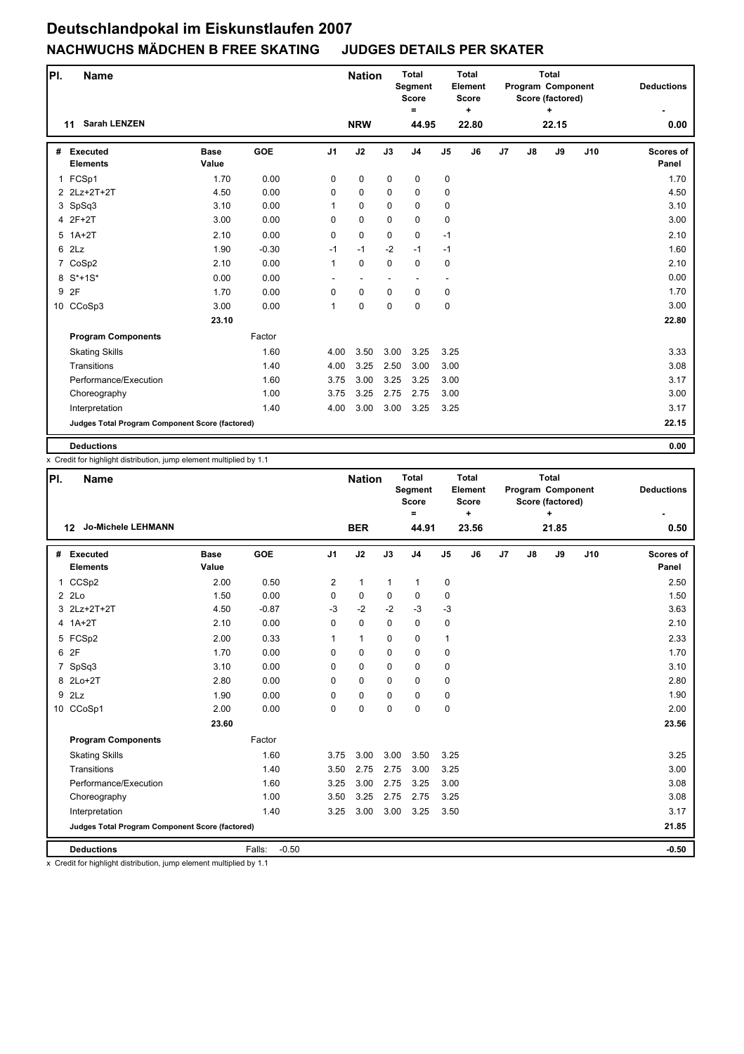# Deutschlandpokal im Eiskunstlaufen 2007

## NACHWUCHS MÄDCHEN B FREE SKATING JUDGES DETAILS PER SKATER

| Pl. | Name | Nation | Total Segment Score = | Total Element Score + | Total Program Component Score (factored) + | Deductions - |
|---|---|---|---|---|---|---|
| 11 | Sarah LENZEN | NRW | 44.95 | 22.80 | 22.15 | 0.00 |

| # | Executed Elements | Base Value | GOE | J1 | J2 | J3 | J4 | J5 | J6 | J7 | J8 | J9 | J10 | Scores of Panel |
|---|---|---|---|---|---|---|---|---|---|---|---|---|---|---|
| 1 | FCSp1 | 1.70 | 0.00 | 0 | 0 | 0 | 0 | 0 | | | | | | 1.70 |
| 2 | 2Lz+2T+2T | 4.50 | 0.00 | 0 | 0 | 0 | 0 | 0 | | | | | | 4.50 |
| 3 | SpSq3 | 3.10 | 0.00 | 1 | 0 | 0 | 0 | 0 | | | | | | 3.10 |
| 4 | 2F+2T | 3.00 | 0.00 | 0 | 0 | 0 | 0 | 0 | | | | | | 3.00 |
| 5 | 1A+2T | 2.10 | 0.00 | 0 | 0 | 0 | 0 | -1 | | | | | | 2.10 |
| 6 | 2Lz | 1.90 | -0.30 | -1 | -1 | -2 | -1 | -1 | | | | | | 1.60 |
| 7 | CoSp2 | 2.10 | 0.00 | 1 | 0 | 0 | 0 | 0 | | | | | | 2.10 |
| 8 | S*+1S* | 0.00 | 0.00 | - | - | - | - | - | | | | | | 0.00 |
| 9 | 2F | 1.70 | 0.00 | 0 | 0 | 0 | 0 | 0 | | | | | | 1.70 |
| 10 | CCoSp3 | 3.00 | 0.00 | 1 | 0 | 0 | 0 | 0 | | | | | | 3.00 |
| | | 23.10 | | | | | | | | | | | | 22.80 |
| | **Program Components** | | Factor | | | | | | | | | | | |
| | Skating Skills | | 1.60 | 4.00 | 3.50 | 3.00 | 3.25 | 3.25 | | | | | | 3.33 |
| | Transitions | | 1.40 | 4.00 | 3.25 | 2.50 | 3.00 | 3.00 | | | | | | 3.08 |
| | Performance/Execution | | 1.60 | 3.75 | 3.00 | 3.25 | 3.25 | 3.00 | | | | | | 3.17 |
| | Choreography | | 1.00 | 3.75 | 3.25 | 2.75 | 2.75 | 3.00 | | | | | | 3.00 |
| | Interpretation | | 1.40 | 4.00 | 3.00 | 3.00 | 3.25 | 3.25 | | | | | | 3.17 |
| | **Judges Total Program Component Score (factored)** | | | | | | | | | | | | | 22.15 |
| | **Deductions** | | | | | | | | | | | | | 0.00 |

x Credit for highlight distribution, jump element multiplied by 1.1

| Pl. | Name | Nation | Total Segment Score = | Total Element Score + | Total Program Component Score (factored) + | Deductions - |
|---|---|---|---|---|---|---|
| 12 | Jo-Michele LEHMANN | BER | 44.91 | 23.56 | 21.85 | 0.50 |

| # | Executed Elements | Base Value | GOE | J1 | J2 | J3 | J4 | J5 | J6 | J7 | J8 | J9 | J10 | Scores of Panel |
|---|---|---|---|---|---|---|---|---|---|---|---|---|---|---|
| 1 | CCSp2 | 2.00 | 0.50 | 2 | 1 | 1 | 1 | 0 | | | | | | 2.50 |
| 2 | 2Lo | 1.50 | 0.00 | 0 | 0 | 0 | 0 | 0 | | | | | | 1.50 |
| 3 | 2Lz+2T+2T | 4.50 | -0.87 | -3 | -2 | -2 | -3 | -3 | | | | | | 3.63 |
| 4 | 1A+2T | 2.10 | 0.00 | 0 | 0 | 0 | 0 | 0 | | | | | | 2.10 |
| 5 | FCSp2 | 2.00 | 0.33 | 1 | 1 | 0 | 0 | 1 | | | | | | 2.33 |
| 6 | 2F | 1.70 | 0.00 | 0 | 0 | 0 | 0 | 0 | | | | | | 1.70 |
| 7 | SpSq3 | 3.10 | 0.00 | 0 | 0 | 0 | 0 | 0 | | | | | | 3.10 |
| 8 | 2Lo+2T | 2.80 | 0.00 | 0 | 0 | 0 | 0 | 0 | | | | | | 2.80 |
| 9 | 2Lz | 1.90 | 0.00 | 0 | 0 | 0 | 0 | 0 | | | | | | 1.90 |
| 10 | CCoSp1 | 2.00 | 0.00 | 0 | 0 | 0 | 0 | 0 | | | | | | 2.00 |
| | | 23.60 | | | | | | | | | | | | 23.56 |
| | **Program Components** | | Factor | | | | | | | | | | | |
| | Skating Skills | | 1.60 | 3.75 | 3.00 | 3.00 | 3.50 | 3.25 | | | | | | 3.25 |
| | Transitions | | 1.40 | 3.50 | 2.75 | 2.75 | 3.00 | 3.25 | | | | | | 3.00 |
| | Performance/Execution | | 1.60 | 3.25 | 3.00 | 2.75 | 3.25 | 3.00 | | | | | | 3.08 |
| | Choreography | | 1.00 | 3.50 | 3.25 | 2.75 | 2.75 | 3.25 | | | | | | 3.08 |
| | Interpretation | | 1.40 | 3.25 | 3.00 | 3.00 | 3.25 | 3.50 | | | | | | 3.17 |
| | **Judges Total Program Component Score (factored)** | | | | | | | | | | | | | 21.85 |
| | **Deductions** | | Falls: -0.50 | | | | | | | | | | | -0.50 |

x Credit for highlight distribution, jump element multiplied by 1.1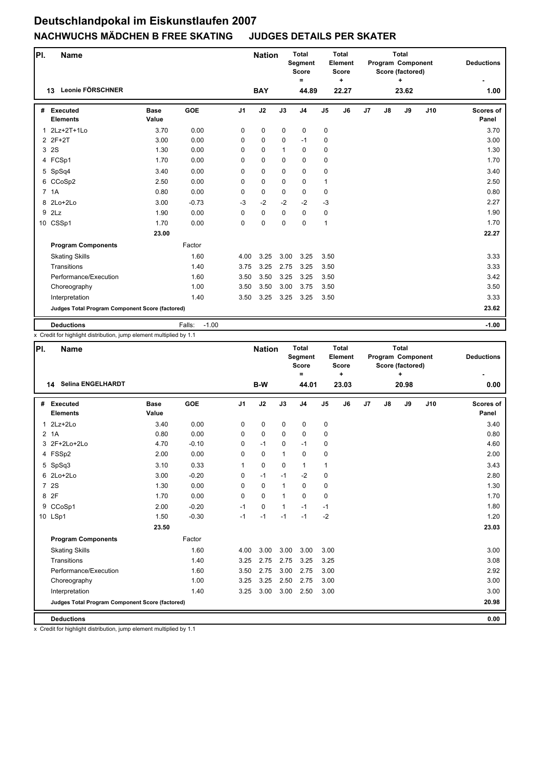# Deutschlandpokal im Eiskunstlaufen 2007

## NACHWUCHS MÄDCHEN B FREE SKATING JUDGES DETAILS PER SKATER

| Pl. | Name | Nation | Total Segment Score = | Total Element Score + | Total Program Component Score (factored) + | Deductions - |
|---|---|---|---|---|---|---|
| 13 | Leonie FÖRSCHNER | BAY | 44.89 | 22.27 | 23.62 | 1.00 |

| # | Executed Elements | Base Value | GOE | J1 | J2 | J3 | J4 | J5 | J6 | J7 | J8 | J9 | J10 | Scores of Panel |
|---|---|---|---|---|---|---|---|---|---|---|---|---|---|---|
| 1 | 2Lz+2T+1Lo | 3.70 | 0.00 | 0 | 0 | 0 | 0 | 0 | | | | | | 3.70 |
| 2 | 2F+2T | 3.00 | 0.00 | 0 | 0 | 0 | -1 | 0 | | | | | | 3.00 |
| 3 | 2S | 1.30 | 0.00 | 0 | 0 | 1 | 0 | 0 | | | | | | 1.30 |
| 4 | FCSp1 | 1.70 | 0.00 | 0 | 0 | 0 | 0 | 0 | | | | | | 1.70 |
| 5 | SpSq4 | 3.40 | 0.00 | 0 | 0 | 0 | 0 | 0 | | | | | | 3.40 |
| 6 | CCoSp2 | 2.50 | 0.00 | 0 | 0 | 0 | 0 | 1 | | | | | | 2.50 |
| 7 | 1A | 0.80 | 0.00 | 0 | 0 | 0 | 0 | 0 | | | | | | 0.80 |
| 8 | 2Lo+2Lo | 3.00 | -0.73 | -3 | -2 | -2 | -2 | -3 | | | | | | 2.27 |
| 9 | 2Lz | 1.90 | 0.00 | 0 | 0 | 0 | 0 | 0 | | | | | | 1.90 |
| 10 | CSSp1 | 1.70 | 0.00 | 0 | 0 | 0 | 0 | 1 | | | | | | 1.70 |
| | | 23.00 | | | | | | | | | | | | 22.27 |
| | **Program Components** | | Factor | | | | | | | | | | | |
| | Skating Skills | | 1.60 | 4.00 | 3.25 | 3.00 | 3.25 | 3.50 | | | | | | 3.33 |
| | Transitions | | 1.40 | 3.75 | 3.25 | 2.75 | 3.25 | 3.50 | | | | | | 3.33 |
| | Performance/Execution | | 1.60 | 3.50 | 3.50 | 3.25 | 3.25 | 3.50 | | | | | | 3.42 |
| | Choreography | | 1.00 | 3.50 | 3.50 | 3.00 | 3.75 | 3.50 | | | | | | 3.50 |
| | Interpretation | | 1.40 | 3.50 | 3.25 | 3.25 | 3.25 | 3.50 | | | | | | 3.33 |
| | **Judges Total Program Component Score (factored)** | | | | | | | | | | | | | 23.62 |
| | **Deductions** | | Falls: -1.00 | | | | | | | | | | | -1.00 |

x Credit for highlight distribution, jump element multiplied by 1.1

| Pl. | Name | Nation | Total Segment Score = | Total Element Score + | Total Program Component Score (factored) + | Deductions - |
|---|---|---|---|---|---|---|
| 14 | Selina ENGELHARDT | B-W | 44.01 | 23.03 | 20.98 | 0.00 |

| # | Executed Elements | Base Value | GOE | J1 | J2 | J3 | J4 | J5 | J6 | J7 | J8 | J9 | J10 | Scores of Panel |
|---|---|---|---|---|---|---|---|---|---|---|---|---|---|---|
| 1 | 2Lz+2Lo | 3.40 | 0.00 | 0 | 0 | 0 | 0 | 0 | | | | | | 3.40 |
| 2 | 1A | 0.80 | 0.00 | 0 | 0 | 0 | 0 | 0 | | | | | | 0.80 |
| 3 | 2F+2Lo+2Lo | 4.70 | -0.10 | 0 | -1 | 0 | -1 | 0 | | | | | | 4.60 |
| 4 | FSSp2 | 2.00 | 0.00 | 0 | 0 | 1 | 0 | 0 | | | | | | 2.00 |
| 5 | SpSq3 | 3.10 | 0.33 | 1 | 0 | 0 | 1 | 1 | | | | | | 3.43 |
| 6 | 2Lo+2Lo | 3.00 | -0.20 | 0 | -1 | -1 | -2 | 0 | | | | | | 2.80 |
| 7 | 2S | 1.30 | 0.00 | 0 | 0 | 1 | 0 | 0 | | | | | | 1.30 |
| 8 | 2F | 1.70 | 0.00 | 0 | 0 | 1 | 0 | 0 | | | | | | 1.70 |
| 9 | CCoSp1 | 2.00 | -0.20 | -1 | 0 | 1 | -1 | -1 | | | | | | 1.80 |
| 10 | LSp1 | 1.50 | -0.30 | -1 | -1 | -1 | -1 | -2 | | | | | | 1.20 |
| | | 23.50 | | | | | | | | | | | | 23.03 |
| | **Program Components** | | Factor | | | | | | | | | | | |
| | Skating Skills | | 1.60 | 4.00 | 3.00 | 3.00 | 3.00 | 3.00 | | | | | | 3.00 |
| | Transitions | | 1.40 | 3.25 | 2.75 | 2.75 | 3.25 | 3.25 | | | | | | 3.08 |
| | Performance/Execution | | 1.60 | 3.50 | 2.75 | 3.00 | 2.75 | 3.00 | | | | | | 2.92 |
| | Choreography | | 1.00 | 3.25 | 3.25 | 2.50 | 2.75 | 3.00 | | | | | | 3.00 |
| | Interpretation | | 1.40 | 3.25 | 3.00 | 3.00 | 2.50 | 3.00 | | | | | | 3.00 |
| | **Judges Total Program Component Score (factored)** | | | | | | | | | | | | | 20.98 |
| | **Deductions** | | | | | | | | | | | | | 0.00 |

x Credit for highlight distribution, jump element multiplied by 1.1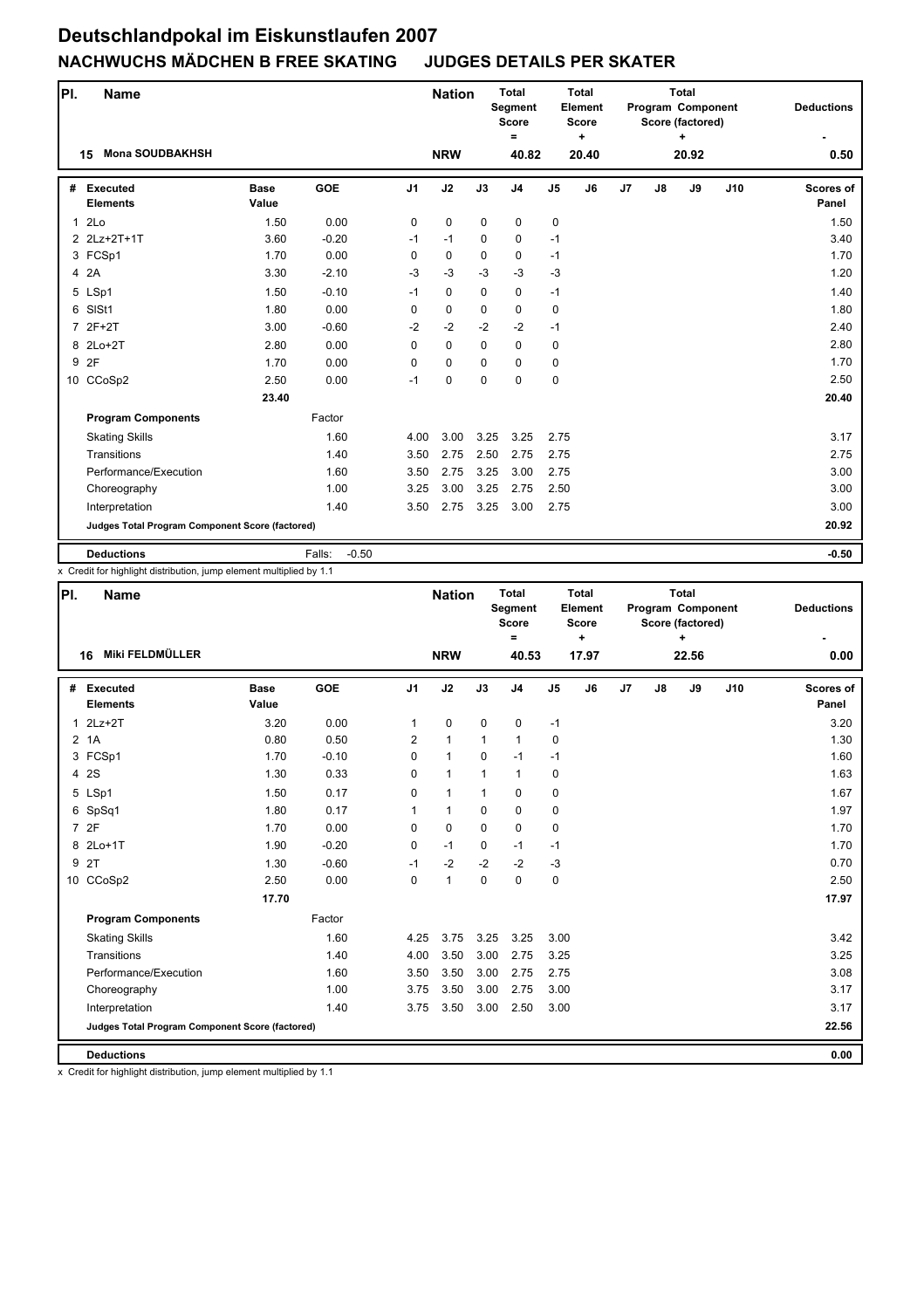# Deutschlandpokal im Eiskunstlaufen 2007

## NACHWUCHS MÄDCHEN B FREE SKATING JUDGES DETAILS PER SKATER

| Pl. | Name | Nation | Total Segment Score = | Total Element Score + | Total Program Component Score (factored) + | Deductions - |
|---|---|---|---|---|---|---|
| 15 | Mona SOUDBAKHSH | NRW | 40.82 | 20.40 | 20.92 | 0.50 |

| # | Executed Elements | Base Value | GOE | J1 | J2 | J3 | J4 | J5 | J6 | J7 | J8 | J9 | J10 | Scores of Panel |
|---|---|---|---|---|---|---|---|---|---|---|---|---|---|---|
| 1 | 2Lo | 1.50 | 0.00 | 0 | 0 | 0 | 0 | 0 | | | | | | 1.50 |
| 2 | 2Lz+2T+1T | 3.60 | -0.20 | -1 | -1 | 0 | 0 | -1 | | | | | | 3.40 |
| 3 | FCSp1 | 1.70 | 0.00 | 0 | 0 | 0 | 0 | -1 | | | | | | 1.70 |
| 4 | 2A | 3.30 | -2.10 | -3 | -3 | -3 | -3 | -3 | | | | | | 1.20 |
| 5 | LSp1 | 1.50 | -0.10 | -1 | 0 | 0 | 0 | -1 | | | | | | 1.40 |
| 6 | SlSt1 | 1.80 | 0.00 | 0 | 0 | 0 | 0 | 0 | | | | | | 1.80 |
| 7 | 2F+2T | 3.00 | -0.60 | -2 | -2 | -2 | -2 | -1 | | | | | | 2.40 |
| 8 | 2Lo+2T | 2.80 | 0.00 | 0 | 0 | 0 | 0 | 0 | | | | | | 2.80 |
| 9 | 2F | 1.70 | 0.00 | 0 | 0 | 0 | 0 | 0 | | | | | | 1.70 |
| 10 | CCoSp2 | 2.50 | 0.00 | -1 | 0 | 0 | 0 | 0 | | | | | | 2.50 |
| | | 23.40 | | | | | | | | | | | | 20.40 |
| | **Program Components** | | Factor | | | | | | | | | | | |
| | Skating Skills | | 1.60 | 4.00 | 3.00 | 3.25 | 3.25 | 2.75 | | | | | | 3.17 |
| | Transitions | | 1.40 | 3.50 | 2.75 | 2.50 | 2.75 | 2.75 | | | | | | 2.75 |
| | Performance/Execution | | 1.60 | 3.50 | 2.75 | 3.25 | 3.00 | 2.75 | | | | | | 3.00 |
| | Choreography | | 1.00 | 3.25 | 3.00 | 3.25 | 2.75 | 2.50 | | | | | | 3.00 |
| | Interpretation | | 1.40 | 3.50 | 2.75 | 3.25 | 3.00 | 2.75 | | | | | | 3.00 |
| | **Judges Total Program Component Score (factored)** | | | | | | | | | | | | | 20.92 |
| | **Deductions** | | Falls: -0.50 | | | | | | | | | | | -0.50 |

x Credit for highlight distribution, jump element multiplied by 1.1

| Pl. | Name | Nation | Total Segment Score = | Total Element Score + | Total Program Component Score (factored) + | Deductions - |
|---|---|---|---|---|---|---|
| 16 | Miki FELDMÜLLER | NRW | 40.53 | 17.97 | 22.56 | 0.00 |

| # | Executed Elements | Base Value | GOE | J1 | J2 | J3 | J4 | J5 | J6 | J7 | J8 | J9 | J10 | Scores of Panel |
|---|---|---|---|---|---|---|---|---|---|---|---|---|---|---|
| 1 | 2Lz+2T | 3.20 | 0.00 | 1 | 0 | 0 | 0 | -1 | | | | | | 3.20 |
| 2 | 1A | 0.80 | 0.50 | 2 | 1 | 1 | 1 | 0 | | | | | | 1.30 |
| 3 | FCSp1 | 1.70 | -0.10 | 0 | 1 | 0 | -1 | -1 | | | | | | 1.60 |
| 4 | 2S | 1.30 | 0.33 | 0 | 1 | 1 | 1 | 0 | | | | | | 1.63 |
| 5 | LSp1 | 1.50 | 0.17 | 0 | 1 | 1 | 0 | 0 | | | | | | 1.67 |
| 6 | SpSq1 | 1.80 | 0.17 | 1 | 1 | 0 | 0 | 0 | | | | | | 1.97 |
| 7 | 2F | 1.70 | 0.00 | 0 | 0 | 0 | 0 | 0 | | | | | | 1.70 |
| 8 | 2Lo+1T | 1.90 | -0.20 | 0 | -1 | 0 | -1 | -1 | | | | | | 1.70 |
| 9 | 2T | 1.30 | -0.60 | -1 | -2 | -2 | -2 | -3 | | | | | | 0.70 |
| 10 | CCoSp2 | 2.50 | 0.00 | 0 | 1 | 0 | 0 | 0 | | | | | | 2.50 |
| | | 17.70 | | | | | | | | | | | | 17.97 |
| | **Program Components** | | Factor | | | | | | | | | | | |
| | Skating Skills | | 1.60 | 4.25 | 3.75 | 3.25 | 3.25 | 3.00 | | | | | | 3.42 |
| | Transitions | | 1.40 | 4.00 | 3.50 | 3.00 | 2.75 | 3.25 | | | | | | 3.25 |
| | Performance/Execution | | 1.60 | 3.50 | 3.50 | 3.00 | 2.75 | 2.75 | | | | | | 3.08 |
| | Choreography | | 1.00 | 3.75 | 3.50 | 3.00 | 2.75 | 3.00 | | | | | | 3.17 |
| | Interpretation | | 1.40 | 3.75 | 3.50 | 3.00 | 2.50 | 3.00 | | | | | | 3.17 |
| | **Judges Total Program Component Score (factored)** | | | | | | | | | | | | | 22.56 |
| | **Deductions** | | | | | | | | | | | | | 0.00 |

x Credit for highlight distribution, jump element multiplied by 1.1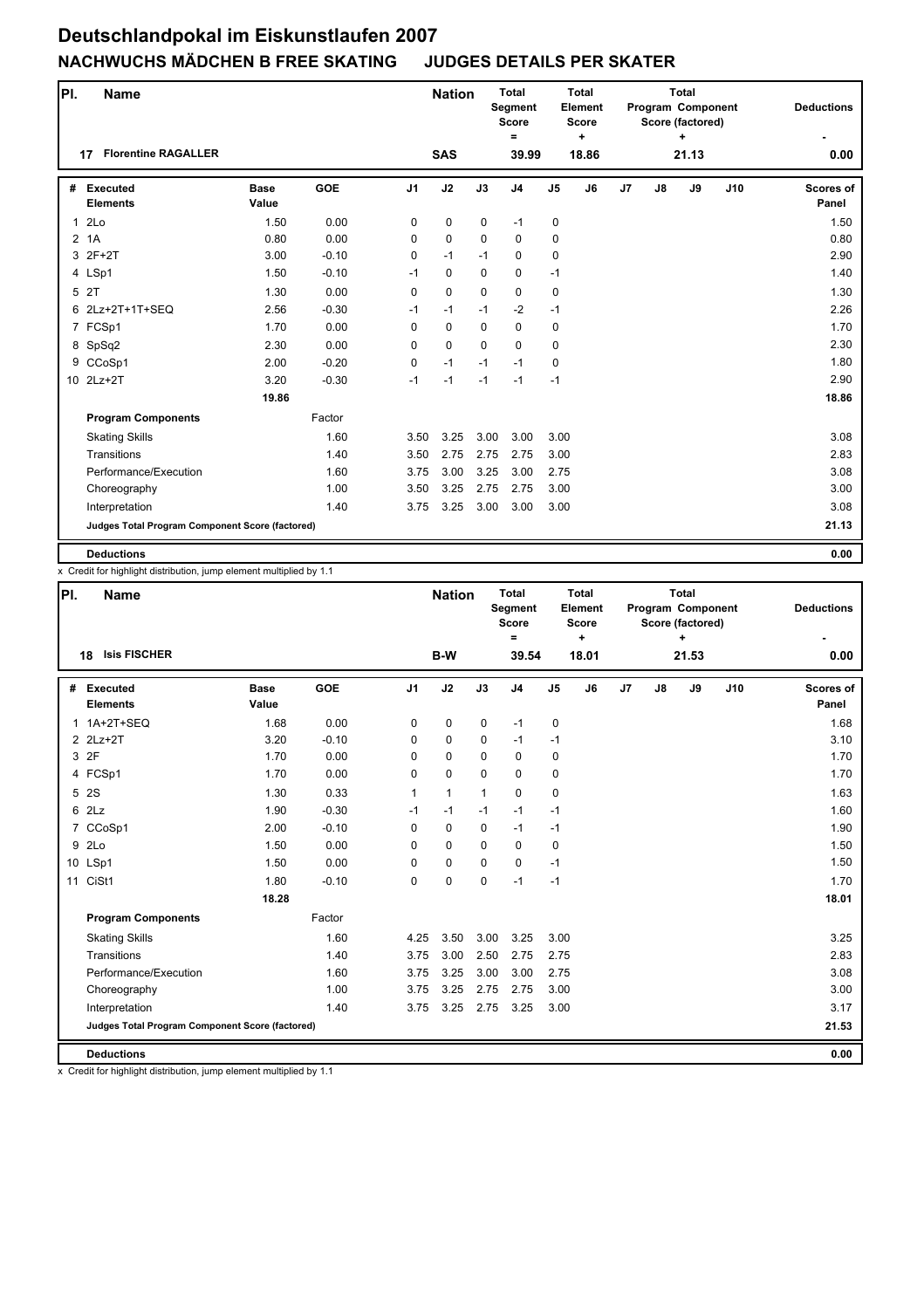# Deutschlandpokal im Eiskunstlaufen 2007

## NACHWUCHS MÄDCHEN B FREE SKATING JUDGES DETAILS PER SKATER

| Pl. | Name | Nation | Total Segment Score = | Total Element Score + | Total Program Component Score (factored) + | Deductions - |
|---|---|---|---|---|---|---|
| 17 | Florentine RAGALLER | SAS | 39.99 | 18.86 | 21.13 | 0.00 |

| # | Executed Elements | Base Value | GOE | J1 | J2 | J3 | J4 | J5 | J6 | J7 | J8 | J9 | J10 | Scores of Panel |
|---|---|---|---|---|---|---|---|---|---|---|---|---|---|---|
| 1 | 2Lo | 1.50 | 0.00 | 0 | 0 | 0 | -1 | 0 | | | | | | 1.50 |
| 2 | 1A | 0.80 | 0.00 | 0 | 0 | 0 | 0 | 0 | | | | | | 0.80 |
| 3 | 2F+2T | 3.00 | -0.10 | 0 | -1 | -1 | 0 | 0 | | | | | | 2.90 |
| 4 | LSp1 | 1.50 | -0.10 | -1 | 0 | 0 | 0 | -1 | | | | | | 1.40 |
| 5 | 2T | 1.30 | 0.00 | 0 | 0 | 0 | 0 | 0 | | | | | | 1.30 |
| 6 | 2Lz+2T+1T+SEQ | 2.56 | -0.30 | -1 | -1 | -1 | -2 | -1 | | | | | | 2.26 |
| 7 | FCSp1 | 1.70 | 0.00 | 0 | 0 | 0 | 0 | 0 | | | | | | 1.70 |
| 8 | SpSq2 | 2.30 | 0.00 | 0 | 0 | 0 | 0 | 0 | | | | | | 2.30 |
| 9 | CCoSp1 | 2.00 | -0.20 | 0 | -1 | -1 | -1 | 0 | | | | | | 1.80 |
| 10 | 2Lz+2T | 3.20 | -0.30 | -1 | -1 | -1 | -1 | -1 | | | | | | 2.90 |
| | | 19.86 | | | | | | | | | | | | 18.86 |
| | **Program Components** | | Factor | | | | | | | | | | | |
| | Skating Skills | | 1.60 | 3.50 | 3.25 | 3.00 | 3.00 | 3.00 | | | | | | 3.08 |
| | Transitions | | 1.40 | 3.50 | 2.75 | 2.75 | 2.75 | 3.00 | | | | | | 2.83 |
| | Performance/Execution | | 1.60 | 3.75 | 3.00 | 3.25 | 3.00 | 2.75 | | | | | | 3.08 |
| | Choreography | | 1.00 | 3.50 | 3.25 | 2.75 | 2.75 | 3.00 | | | | | | 3.00 |
| | Interpretation | | 1.40 | 3.75 | 3.25 | 3.00 | 3.00 | 3.00 | | | | | | 3.08 |
| | **Judges Total Program Component Score (factored)** | | | | | | | | | | | | | 21.13 |
| | **Deductions** | | | | | | | | | | | | | 0.00 |

x Credit for highlight distribution, jump element multiplied by 1.1

| Pl. | Name | Nation | Total Segment Score = | Total Element Score + | Total Program Component Score (factored) + | Deductions - |
|---|---|---|---|---|---|---|
| 18 | Isis FISCHER | B-W | 39.54 | 18.01 | 21.53 | 0.00 |

| # | Executed Elements | Base Value | GOE | J1 | J2 | J3 | J4 | J5 | J6 | J7 | J8 | J9 | J10 | Scores of Panel |
|---|---|---|---|---|---|---|---|---|---|---|---|---|---|---|
| 1 | 1A+2T+SEQ | 1.68 | 0.00 | 0 | 0 | 0 | -1 | 0 | | | | | | 1.68 |
| 2 | 2Lz+2T | 3.20 | -0.10 | 0 | 0 | 0 | -1 | -1 | | | | | | 3.10 |
| 3 | 2F | 1.70 | 0.00 | 0 | 0 | 0 | 0 | 0 | | | | | | 1.70 |
| 4 | FCSp1 | 1.70 | 0.00 | 0 | 0 | 0 | 0 | 0 | | | | | | 1.70 |
| 5 | 2S | 1.30 | 0.33 | 1 | 1 | 1 | 0 | 0 | | | | | | 1.63 |
| 6 | 2Lz | 1.90 | -0.30 | -1 | -1 | -1 | -1 | -1 | | | | | | 1.60 |
| 7 | CCoSp1 | 2.00 | -0.10 | 0 | 0 | 0 | -1 | -1 | | | | | | 1.90 |
| 9 | 2Lo | 1.50 | 0.00 | 0 | 0 | 0 | 0 | 0 | | | | | | 1.50 |
| 10 | LSp1 | 1.50 | 0.00 | 0 | 0 | 0 | 0 | -1 | | | | | | 1.50 |
| 11 | CiSt1 | 1.80 | -0.10 | 0 | 0 | 0 | -1 | -1 | | | | | | 1.70 |
| | | 18.28 | | | | | | | | | | | | 18.01 |
| | **Program Components** | | Factor | | | | | | | | | | | |
| | Skating Skills | | 1.60 | 4.25 | 3.50 | 3.00 | 3.25 | 3.00 | | | | | | 3.25 |
| | Transitions | | 1.40 | 3.75 | 3.00 | 2.50 | 2.75 | 2.75 | | | | | | 2.83 |
| | Performance/Execution | | 1.60 | 3.75 | 3.25 | 3.00 | 3.00 | 2.75 | | | | | | 3.08 |
| | Choreography | | 1.00 | 3.75 | 3.25 | 2.75 | 2.75 | 3.00 | | | | | | 3.00 |
| | Interpretation | | 1.40 | 3.75 | 3.25 | 2.75 | 3.25 | 3.00 | | | | | | 3.17 |
| | **Judges Total Program Component Score (factored)** | | | | | | | | | | | | | 21.53 |
| | **Deductions** | | | | | | | | | | | | | 0.00 |

x Credit for highlight distribution, jump element multiplied by 1.1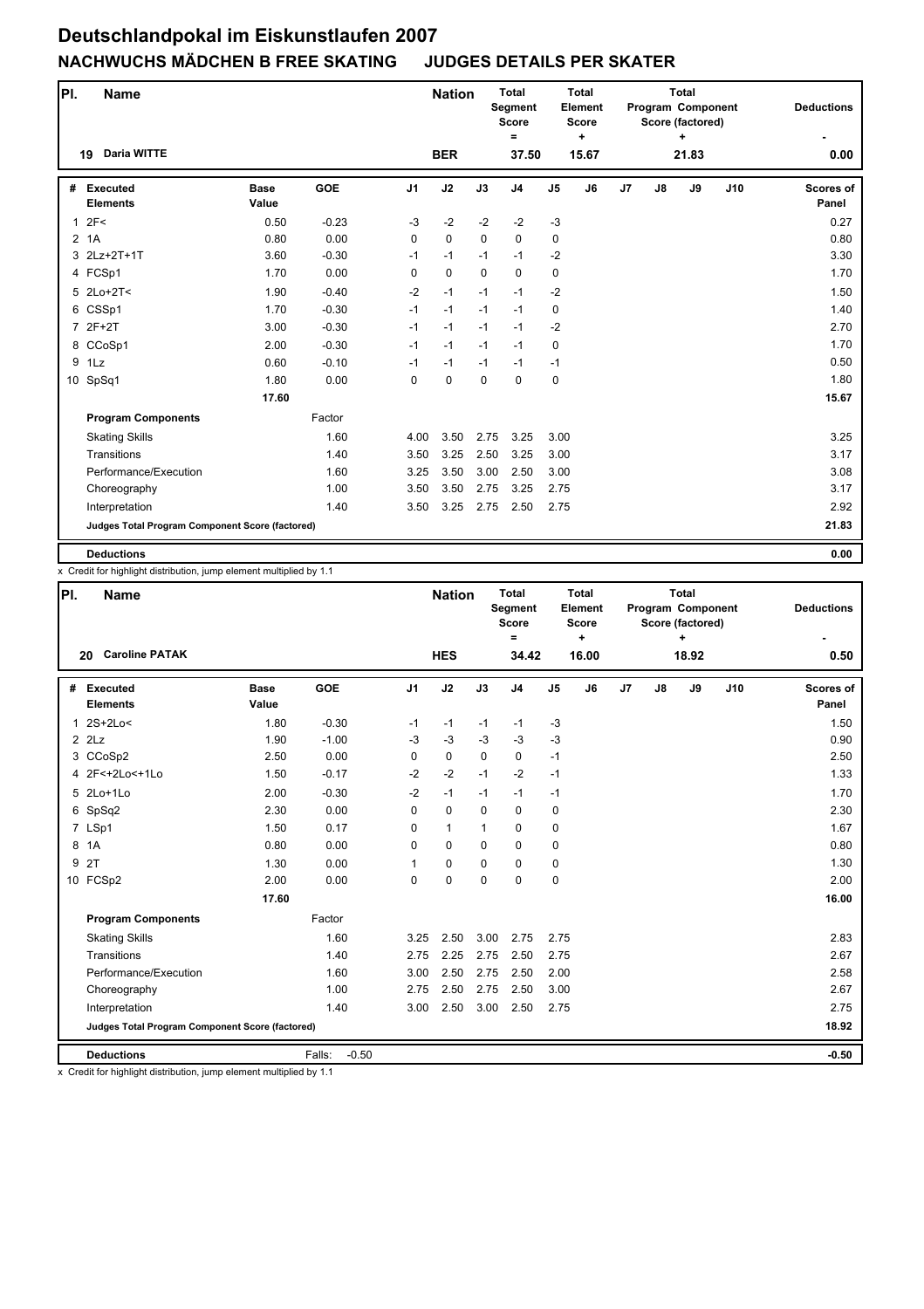# Deutschlandpokal im Eiskunstlaufen 2007

## NACHWUCHS MÄDCHEN B FREE SKATING JUDGES DETAILS PER SKATER

| Pl. | Name | Nation | Total Segment Score = | Total Element Score + | Total Program Component Score (factored) + | Deductions - |
|---|---|---|---|---|---|---|
| 19 | Daria WITTE | BER | 37.50 | 15.67 | 21.83 | 0.00 |

| # | Executed Elements | Base Value | GOE | J1 | J2 | J3 | J4 | J5 | J6 | J7 | J8 | J9 | J10 | Scores of Panel |
|---|---|---|---|---|---|---|---|---|---|---|---|---|---|---|
| 1 | 2F< | 0.50 | -0.23 | -3 | -2 | -2 | -2 | -3 | | | | | | 0.27 |
| 2 | 1A | 0.80 | 0.00 | 0 | 0 | 0 | 0 | 0 | | | | | | 0.80 |
| 3 | 2Lz+2T+1T | 3.60 | -0.30 | -1 | -1 | -1 | -1 | -2 | | | | | | 3.30 |
| 4 | FCSp1 | 1.70 | 0.00 | 0 | 0 | 0 | 0 | 0 | | | | | | 1.70 |
| 5 | 2Lo+2T< | 1.90 | -0.40 | -2 | -1 | -1 | -1 | -2 | | | | | | 1.50 |
| 6 | CSSp1 | 1.70 | -0.30 | -1 | -1 | -1 | -1 | 0 | | | | | | 1.40 |
| 7 | 2F+2T | 3.00 | -0.30 | -1 | -1 | -1 | -1 | -2 | | | | | | 2.70 |
| 8 | CCoSp1 | 2.00 | -0.30 | -1 | -1 | -1 | -1 | 0 | | | | | | 1.70 |
| 9 | 1Lz | 0.60 | -0.10 | -1 | -1 | -1 | -1 | -1 | | | | | | 0.50 |
| 10 | SpSq1 | 1.80 | 0.00 | 0 | 0 | 0 | 0 | 0 | | | | | | 1.80 |
| | | 17.60 | | | | | | | | | | | | 15.67 |
| | **Program Components** | | Factor | | | | | | | | | | | |
| | Skating Skills | | 1.60 | 4.00 | 3.50 | 2.75 | 3.25 | 3.00 | | | | | | 3.25 |
| | Transitions | | 1.40 | 3.50 | 3.25 | 2.50 | 3.25 | 3.00 | | | | | | 3.17 |
| | Performance/Execution | | 1.60 | 3.25 | 3.50 | 3.00 | 2.50 | 3.00 | | | | | | 3.08 |
| | Choreography | | 1.00 | 3.50 | 3.50 | 2.75 | 3.25 | 2.75 | | | | | | 3.17 |
| | Interpretation | | 1.40 | 3.50 | 3.25 | 2.75 | 2.50 | 2.75 | | | | | | 2.92 |
| | **Judges Total Program Component Score (factored)** | | | | | | | | | | | | | 21.83 |
| | **Deductions** | | | | | | | | | | | | | 0.00 |

x Credit for highlight distribution, jump element multiplied by 1.1

| Pl. | Name | Nation | Total Segment Score = | Total Element Score + | Total Program Component Score (factored) + | Deductions - |
|---|---|---|---|---|---|---|
| 20 | Caroline PATAK | HES | 34.42 | 16.00 | 18.92 | 0.50 |

| # | Executed Elements | Base Value | GOE | J1 | J2 | J3 | J4 | J5 | J6 | J7 | J8 | J9 | J10 | Scores of Panel |
|---|---|---|---|---|---|---|---|---|---|---|---|---|---|---|
| 1 | 2S+2Lo< | 1.80 | -0.30 | -1 | -1 | -1 | -1 | -3 | | | | | | 1.50 |
| 2 | 2Lz | 1.90 | -1.00 | -3 | -3 | -3 | -3 | -3 | | | | | | 0.90 |
| 3 | CCoSp2 | 2.50 | 0.00 | 0 | 0 | 0 | 0 | -1 | | | | | | 2.50 |
| 4 | 2F<+2Lo<+1Lo | 1.50 | -0.17 | -2 | -2 | -1 | -2 | -1 | | | | | | 1.33 |
| 5 | 2Lo+1Lo | 2.00 | -0.30 | -2 | -1 | -1 | -1 | -1 | | | | | | 1.70 |
| 6 | SpSq2 | 2.30 | 0.00 | 0 | 0 | 0 | 0 | 0 | | | | | | 2.30 |
| 7 | LSp1 | 1.50 | 0.17 | 0 | 1 | 1 | 0 | 0 | | | | | | 1.67 |
| 8 | 1A | 0.80 | 0.00 | 0 | 0 | 0 | 0 | 0 | | | | | | 0.80 |
| 9 | 2T | 1.30 | 0.00 | 1 | 0 | 0 | 0 | 0 | | | | | | 1.30 |
| 10 | FCSp2 | 2.00 | 0.00 | 0 | 0 | 0 | 0 | 0 | | | | | | 2.00 |
| | | 17.60 | | | | | | | | | | | | 16.00 |
| | **Program Components** | | Factor | | | | | | | | | | | |
| | Skating Skills | | 1.60 | 3.25 | 2.50 | 3.00 | 2.75 | 2.75 | | | | | | 2.83 |
| | Transitions | | 1.40 | 2.75 | 2.25 | 2.75 | 2.50 | 2.75 | | | | | | 2.67 |
| | Performance/Execution | | 1.60 | 3.00 | 2.50 | 2.75 | 2.50 | 2.00 | | | | | | 2.58 |
| | Choreography | | 1.00 | 2.75 | 2.50 | 2.75 | 2.50 | 3.00 | | | | | | 2.67 |
| | Interpretation | | 1.40 | 3.00 | 2.50 | 3.00 | 2.50 | 2.75 | | | | | | 2.75 |
| | **Judges Total Program Component Score (factored)** | | | | | | | | | | | | | 18.92 |
| | **Deductions** | | Falls: -0.50 | | | | | | | | | | | -0.50 |

x Credit for highlight distribution, jump element multiplied by 1.1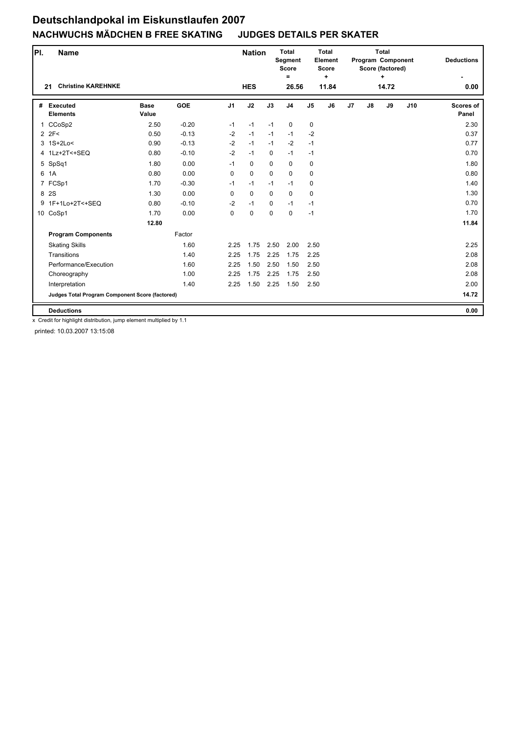# Deutschlandpokal im Eiskunstlaufen 2007

## NACHWUCHS MÄDCHEN B FREE SKATING JUDGES DETAILS PER SKATER

| Pl. | Name | Nation | Total Segment Score = | Total Element Score + | Total Program Component Score (factored) + | Deductions - |
|---|---|---|---|---|---|---|
| 21 | Christine KAREHNKE | HES | 26.56 | 11.84 | 14.72 | 0.00 |

| # | Executed Elements | Base Value | GOE | J1 | J2 | J3 | J4 | J5 | J6 | J7 | J8 | J9 | J10 | Scores of Panel |
|---|---|---|---|---|---|---|---|---|---|---|---|---|---|---|
| 1 | CCoSp2 | 2.50 | -0.20 | -1 | -1 | -1 | 0 | 0 | | | | | | 2.30 |
| 2 | 2F< | 0.50 | -0.13 | -2 | -1 | -1 | -1 | -2 | | | | | | 0.37 |
| 3 | 1S+2Lo< | 0.90 | -0.13 | -2 | -1 | -1 | -2 | -1 | | | | | | 0.77 |
| 4 | 1Lz+2T<+SEQ | 0.80 | -0.10 | -2 | -1 | 0 | -1 | -1 | | | | | | 0.70 |
| 5 | SpSq1 | 1.80 | 0.00 | -1 | 0 | 0 | 0 | 0 | | | | | | 1.80 |
| 6 | 1A | 0.80 | 0.00 | 0 | 0 | 0 | 0 | 0 | | | | | | 0.80 |
| 7 | FCSp1 | 1.70 | -0.30 | -1 | -1 | -1 | -1 | 0 | | | | | | 1.40 |
| 8 | 2S | 1.30 | 0.00 | 0 | 0 | 0 | 0 | 0 | | | | | | 1.30 |
| 9 | 1F+1Lo+2T<+SEQ | 0.80 | -0.10 | -2 | -1 | 0 | -1 | -1 | | | | | | 0.70 |
| 10 | CoSp1 | 1.70 | 0.00 | 0 | 0 | 0 | 0 | -1 | | | | | | 1.70 |
| | | 12.80 | | | | | | | | | | | | 11.84 |
| | **Program Components** | | Factor | | | | | | | | | | | |
| | Skating Skills | | 1.60 | 2.25 | 1.75 | 2.50 | 2.00 | 2.50 | | | | | | 2.25 |
| | Transitions | | 1.40 | 2.25 | 1.75 | 2.25 | 1.75 | 2.25 | | | | | | 2.08 |
| | Performance/Execution | | 1.60 | 2.25 | 1.50 | 2.50 | 1.50 | 2.50 | | | | | | 2.08 |
| | Choreography | | 1.00 | 2.25 | 1.75 | 2.25 | 1.75 | 2.50 | | | | | | 2.08 |
| | Interpretation | | 1.40 | 2.25 | 1.50 | 2.25 | 1.50 | 2.50 | | | | | | 2.00 |
| | **Judges Total Program Component Score (factored)** | | | | | | | | | | | | | 14.72 |
| | **Deductions** | | | | | | | | | | | | | 0.00 |

x Credit for highlight distribution, jump element multiplied by 1.1

printed: 10.03.2007 13:15:08